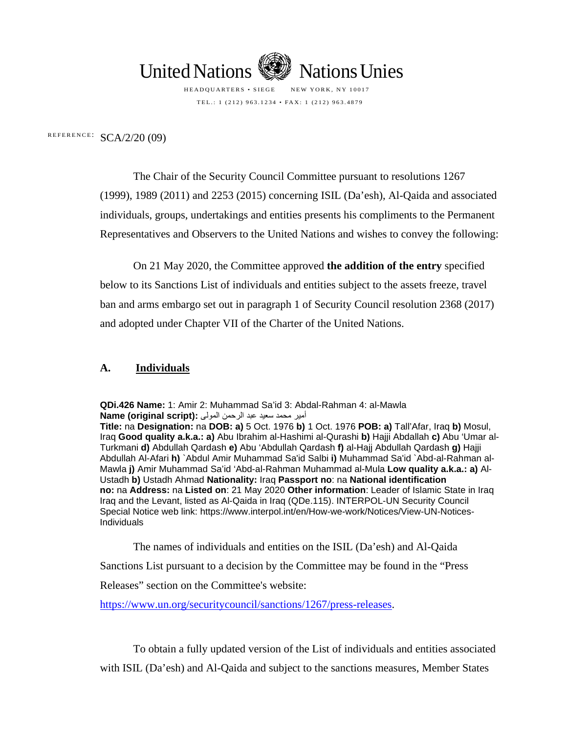United Nations Nations Unies

HEADQUARTERS • SIEGE NEW YORK, NY 10017

TEL.: 1 (212) 963.1234 • FAX: 1 (212) 963.4879

REFERENCE: SCA/2/20 (09)

The Chair of the Security Council Committee pursuant to resolutions 1267 (1999), 1989 (2011) and 2253 (2015) concerning ISIL (Da'esh), Al-Qaida and associated individuals, groups, undertakings and entities presents his compliments to the Permanent Representatives and Observers to the United Nations and wishes to convey the following:

On 21 May 2020, the Committee approved **the addition of the entry** specified below to its Sanctions List of individuals and entities subject to the assets freeze, travel ban and arms embargo set out in paragraph 1 of Security Council resolution 2368 (2017) and adopted under Chapter VII of the Charter of the United Nations.

## A. Individuals

**QDi.426 Name:** 1: Amir 2: Muhammad Sa'id 3: Abdal-Rahman 4: al-Mawla
**Name (original script):** أمير محمد سعيد عبد الرحمن المولى
**Title:** na **Designation:** na **DOB: a)** 5 Oct. 1976 **b)** 1 Oct. 1976 **POB: a)** Tall'Afar, Iraq **b)** Mosul, Iraq **Good quality a.k.a.: a)** Abu Ibrahim al-Hashimi al-Qurashi **b)** Hajji Abdallah **c)** Abu 'Umar al-Turkmani **d)** Abdullah Qardash **e)** Abu 'Abdullah Qardash **f)** al-Hajj Abdullah Qardash **g)** Hajji Abdullah Al-Afari **h)** `Abdul Amir Muhammad Sa'id Salbi **i)** Muhammad Sa'id `Abd-al-Rahman al-Mawla **j)** Amir Muhammad Sa'id 'Abd-al-Rahman Muhammad al-Mula **Low quality a.k.a.: a)** Al-Ustadh **b)** Ustadh Ahmad **Nationality:** Iraq **Passport no**: na **National identification no:** na **Address:** na **Listed on**: 21 May 2020 **Other information**: Leader of Islamic State in Iraq Iraq and the Levant, listed as Al-Qaida in Iraq (QDe.115). INTERPOL-UN Security Council Special Notice web link: https://www.interpol.int/en/How-we-work/Notices/View-UN-Notices-Individuals

The names of individuals and entities on the ISIL (Da'esh) and Al-Qaida Sanctions List pursuant to a decision by the Committee may be found in the "Press Releases" section on the Committee's website:

https://www.un.org/securitycouncil/sanctions/1267/press-releases.

To obtain a fully updated version of the List of individuals and entities associated with ISIL (Da'esh) and Al-Qaida and subject to the sanctions measures, Member States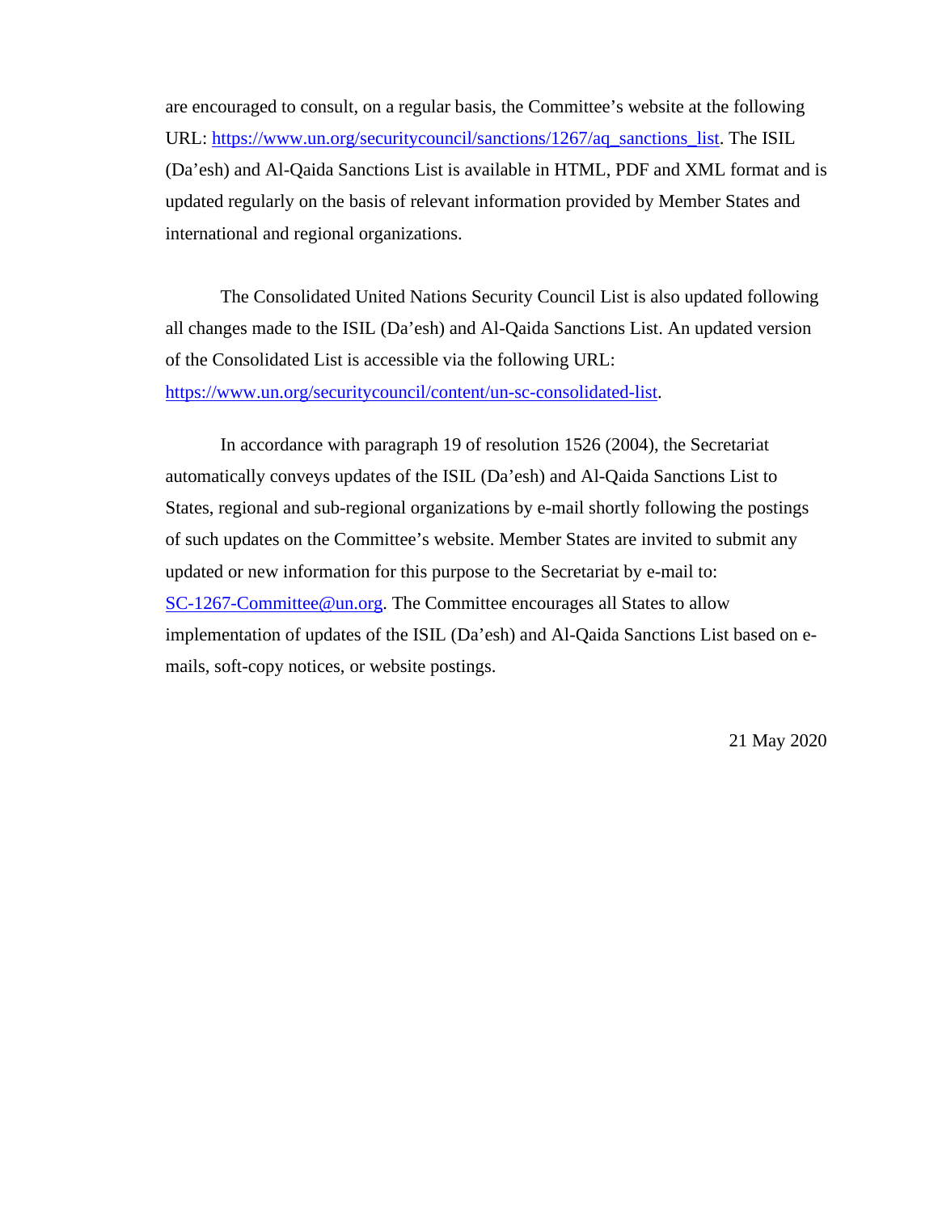are encouraged to consult, on a regular basis, the Committee's website at the following URL: https://www.un.org/securitycouncil/sanctions/1267/aq_sanctions_list. The ISIL (Da'esh) and Al-Qaida Sanctions List is available in HTML, PDF and XML format and is updated regularly on the basis of relevant information provided by Member States and international and regional organizations.

The Consolidated United Nations Security Council List is also updated following all changes made to the ISIL (Da'esh) and Al-Qaida Sanctions List. An updated version of the Consolidated List is accessible via the following URL: https://www.un.org/securitycouncil/content/un-sc-consolidated-list.

In accordance with paragraph 19 of resolution 1526 (2004), the Secretariat automatically conveys updates of the ISIL (Da'esh) and Al-Qaida Sanctions List to States, regional and sub-regional organizations by e-mail shortly following the postings of such updates on the Committee's website. Member States are invited to submit any updated or new information for this purpose to the Secretariat by e-mail to: SC-1267-Committee@un.org. The Committee encourages all States to allow implementation of updates of the ISIL (Da'esh) and Al-Qaida Sanctions List based on e-mails, soft-copy notices, or website postings.

21 May 2020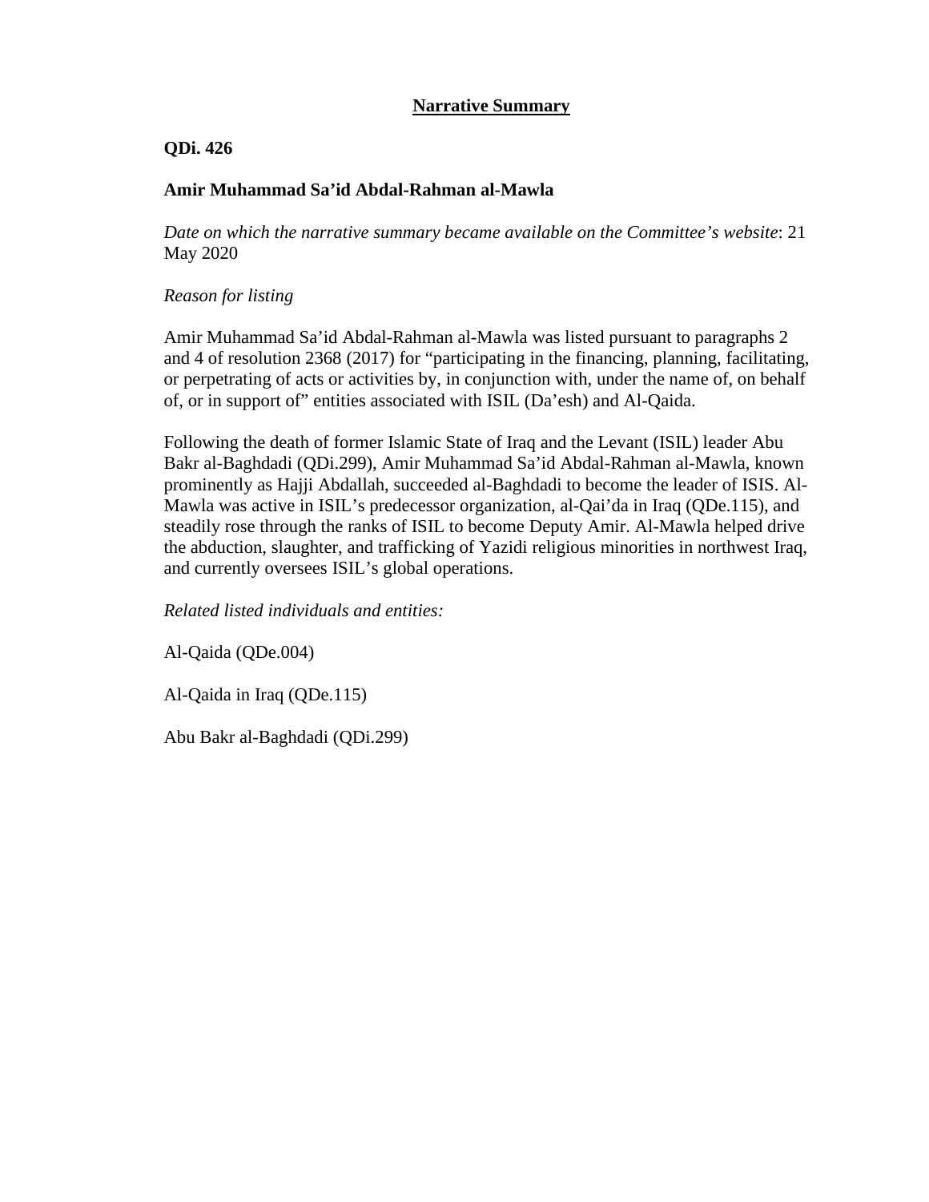## Narrative Summary

**QDi. 426**

**Amir Muhammad Sa'id Abdal-Rahman al-Mawla**

*Date on which the narrative summary became available on the Committee's website*: 21 May 2020

*Reason for listing*

Amir Muhammad Sa'id Abdal-Rahman al-Mawla was listed pursuant to paragraphs 2 and 4 of resolution 2368 (2017) for "participating in the financing, planning, facilitating, or perpetrating of acts or activities by, in conjunction with, under the name of, on behalf of, or in support of" entities associated with ISIL (Da'esh) and Al-Qaida.

Following the death of former Islamic State of Iraq and the Levant (ISIL) leader Abu Bakr al-Baghdadi (QDi.299), Amir Muhammad Sa'id Abdal-Rahman al-Mawla, known prominently as Hajji Abdallah, succeeded al-Baghdadi to become the leader of ISIS. Al-Mawla was active in ISIL's predecessor organization, al-Qai'da in Iraq (QDe.115), and steadily rose through the ranks of ISIL to become Deputy Amir. Al-Mawla helped drive the abduction, slaughter, and trafficking of Yazidi religious minorities in northwest Iraq, and currently oversees ISIL's global operations.

*Related listed individuals and entities:*

Al-Qaida (QDe.004)

Al-Qaida in Iraq (QDe.115)

Abu Bakr al-Baghdadi (QDi.299)